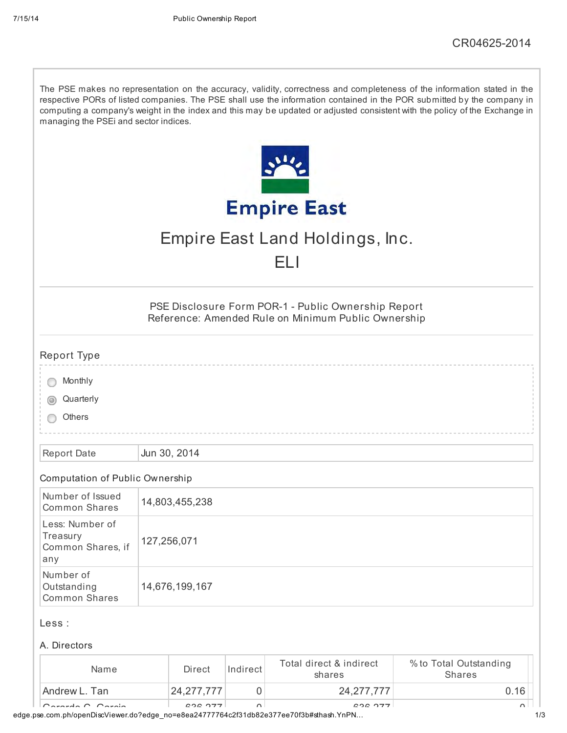CR04625-2014

The PSE makes no representation on the accuracy, validity, correctness and completeness of the information stated in the respective PORs of listed companies. The PSE shall use the information contained in the POR submitted by the company in computing a company's weight in the index and this may be updated or adjusted consistent with the policy of the Exchange in managing the PSEi and sector indices.

# Empire East Land Holdings, Inc.

## ELI

PSE Disclosure Form POR-1 - Public Ownership Report
Reference: Amended Rule on Minimum Public Ownership

### Report Type

- Monthly
- (x) Quarterly
- Others

| Report Date | Jun 30, 2014 |
|---|---|

### Computation of Public Ownership

| Number of Issued Common Shares | 14,803,455,238 |
|---|---|
| Less: Number of Treasury Common Shares, if any | 127,256,071 |
| Number of Outstanding Common Shares | 14,676,199,167 |

Less :

### A. Directors

| Name | Direct | Indirect | Total direct & indirect shares | % to Total Outstanding Shares |
|---|---|---|---|---|
| Andrew L. Tan | 24,277,777 | 0 | 24,277,777 | 0.16 |
| Gerardo C. Garcia | 636,277 | 0 | 636,277 | 0 |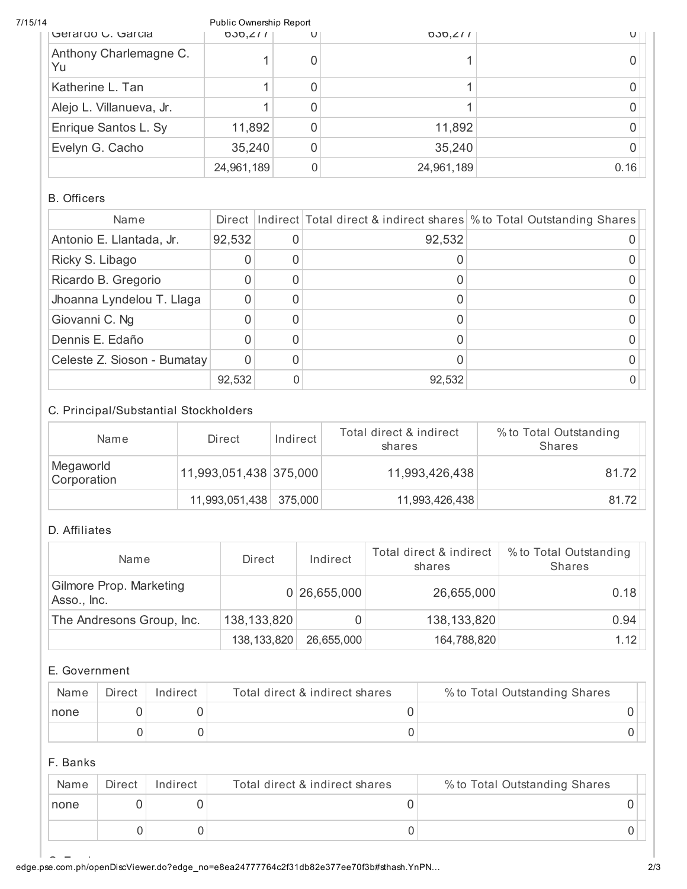| Gerardo C. Garcia | 636,277 | 0 | 636,277 | 0 |
|---|---|---|---|---|
| Anthony Charlemagne C. Yu | 1 | 0 | 1 | 0 |
| Katherine L. Tan | 1 | 0 | 1 | 0 |
| Alejo L. Villanueva, Jr. | 1 | 0 | 1 | 0 |
| Enrique Santos L. Sy | 11,892 | 0 | 11,892 | 0 |
| Evelyn G. Cacho | 35,240 | 0 | 35,240 | 0 |
| | 24,961,189 | 0 | 24,961,189 | 0.16 |

B. Officers

| Name | Direct | Indirect | Total direct & indirect shares | % to Total Outstanding Shares |
|---|---|---|---|---|
| Antonio E. Llantada, Jr. | 92,532 | 0 | 92,532 | 0 |
| Ricky S. Libago | 0 | 0 | 0 | 0 |
| Ricardo B. Gregorio | 0 | 0 | 0 | 0 |
| Jhoanna Lyndelou T. Llaga | 0 | 0 | 0 | 0 |
| Giovanni C. Ng | 0 | 0 | 0 | 0 |
| Dennis E. Edaño | 0 | 0 | 0 | 0 |
| Celeste Z. Sioson - Bumatay | 0 | 0 | 0 | 0 |
| | 92,532 | 0 | 92,532 | 0 |

C. Principal/Substantial Stockholders

| Name | Direct | Indirect | Total direct & indirect shares | % to Total Outstanding Shares |
|---|---|---|---|---|
| Megaworld Corporation | 11,993,051,438 | 375,000 | 11,993,426,438 | 81.72 |
| | 11,993,051,438 | 375,000 | 11,993,426,438 | 81.72 |

D. Affiliates

| Name | Direct | Indirect | Total direct & indirect shares | % to Total Outstanding Shares |
|---|---|---|---|---|
| Gilmore Prop. Marketing Asso., Inc. | 0 | 26,655,000 | 26,655,000 | 0.18 |
| The Andresons Group, Inc. | 138,133,820 | 0 | 138,133,820 | 0.94 |
| | 138,133,820 | 26,655,000 | 164,788,820 | 1.12 |

E. Government

| Name | Direct | Indirect | Total direct & indirect shares | % to Total Outstanding Shares |
|---|---|---|---|---|
| none | 0 | 0 | 0 | 0 |
| | 0 | 0 | 0 | 0 |

F. Banks

| Name | Direct | Indirect | Total direct & indirect shares | % to Total Outstanding Shares |
|---|---|---|---|---|
| none | 0 | 0 | 0 | 0 |
| | 0 | 0 | 0 | 0 |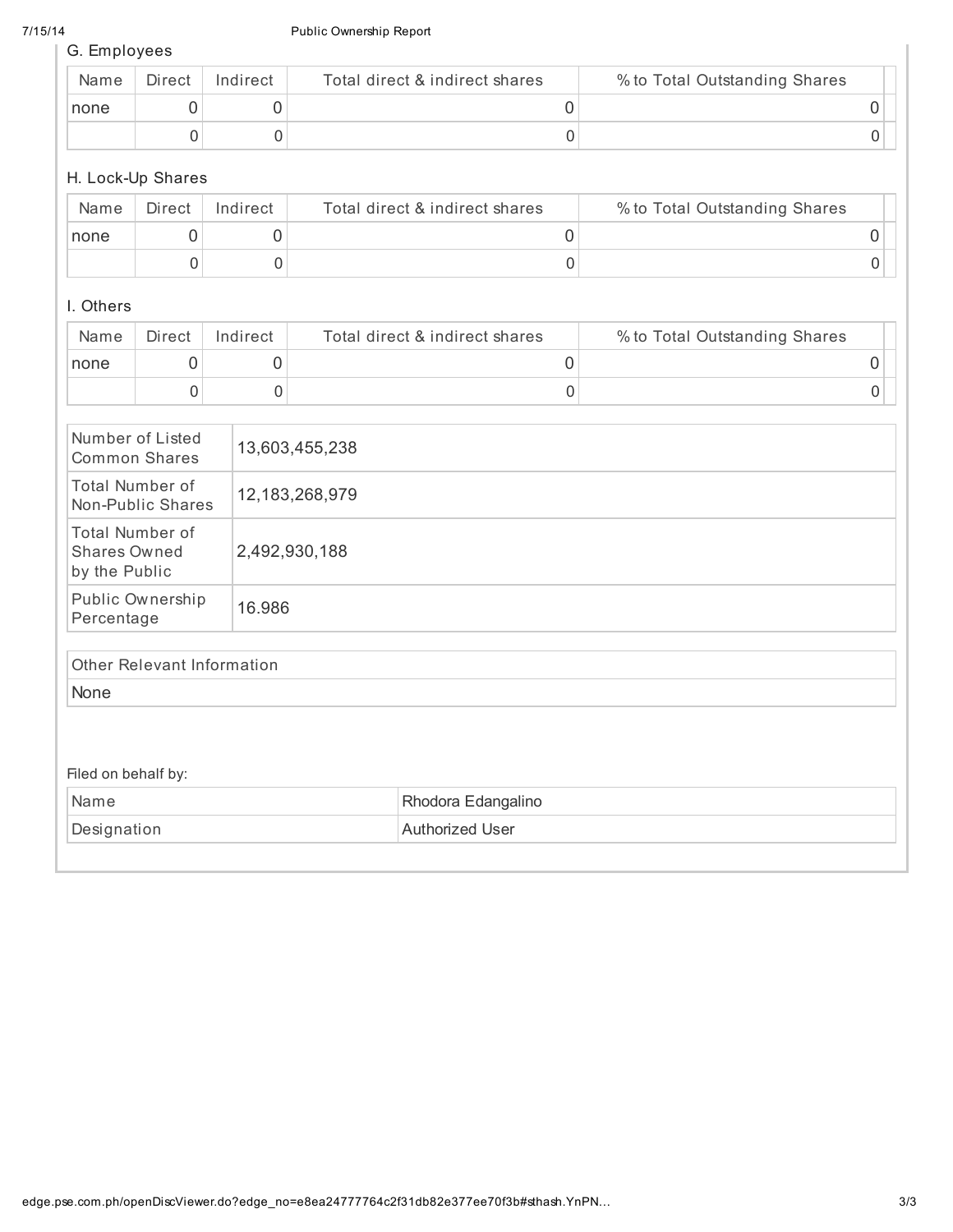### G. Employees

| Name | Direct | Indirect | Total direct & indirect shares | % to Total Outstanding Shares |
|---|---|---|---|---|
| none | 0 | 0 | 0 | 0 |
| | 0 | 0 | 0 | 0 |

### H. Lock-Up Shares

| Name | Direct | Indirect | Total direct & indirect shares | % to Total Outstanding Shares |
|---|---|---|---|---|
| none | 0 | 0 | 0 | 0 |
| | 0 | 0 | 0 | 0 |

### I. Others

| Name | Direct | Indirect | Total direct & indirect shares | % to Total Outstanding Shares |
|---|---|---|---|---|
| none | 0 | 0 | 0 | 0 |
| | 0 | 0 | 0 | 0 |

| | |
|---|---|
| Number of Listed Common Shares | 13,603,455,238 |
| Total Number of Non-Public Shares | 12,183,268,979 |
| Total Number of Shares Owned by the Public | 2,492,930,188 |
| Public Ownership Percentage | 16.986 |

| Other Relevant Information |
|---|
| None |

Filed on behalf by:

| | |
|---|---|
| Name | Rhodora Edangalino |
| Designation | Authorized User |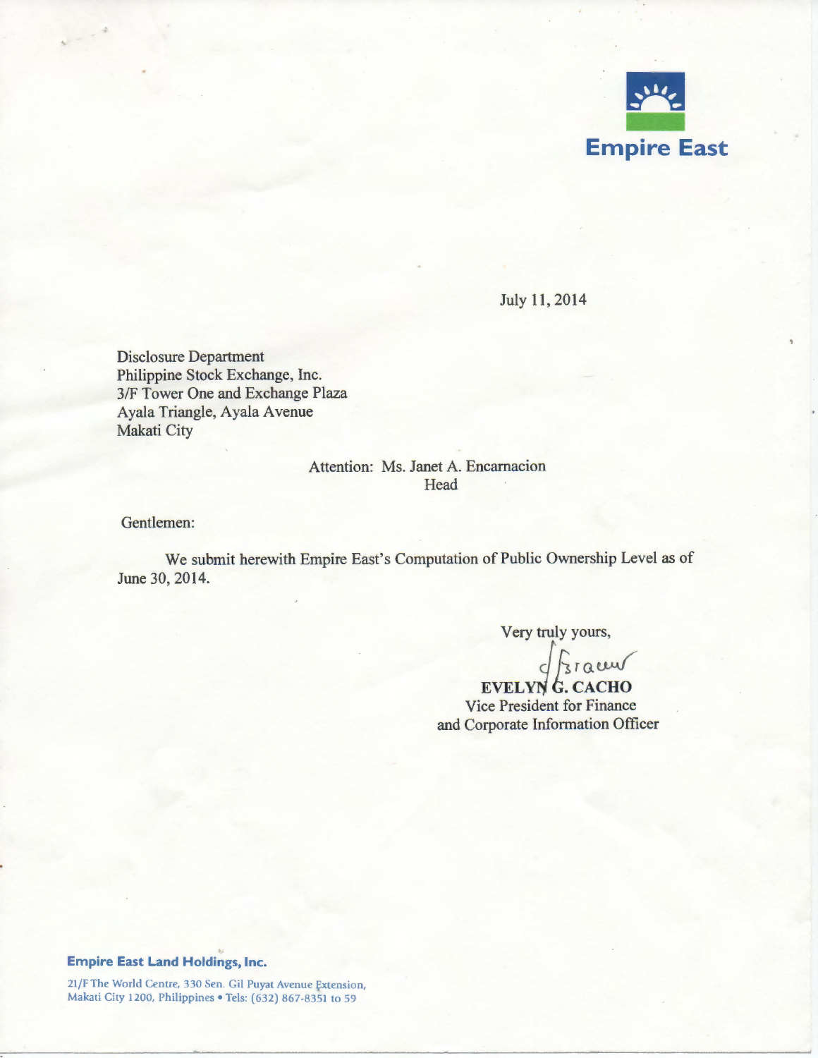Empire East

July 11, 2014

Disclosure Department
Philippine Stock Exchange, Inc.
3/F Tower One and Exchange Plaza
Ayala Triangle, Ayala Avenue
Makati City

Attention: Ms. Janet A. Encarnacion
Head

Gentlemen:

We submit herewith Empire East's Computation of Public Ownership Level as of June 30, 2014.

Very truly yours,

**EVELYN G. CACHO**
Vice President for Finance
and Corporate Information Officer

**Empire East Land Holdings, Inc.**

21/F The World Centre, 330 Sen. Gil Puyat Avenue Extension, Makati City 1200, Philippines • Tels: (632) 867-8351 to 59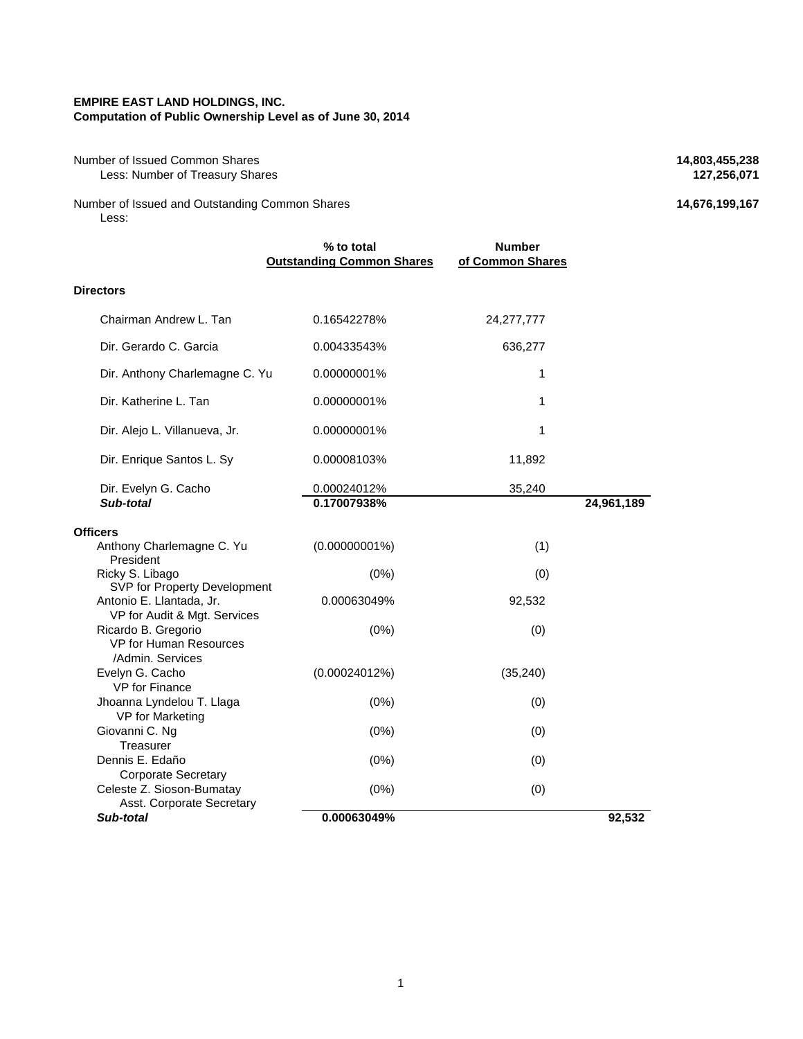**EMPIRE EAST LAND HOLDINGS, INC.**
**Computation of Public Ownership Level as of June 30, 2014**

| | | | | |
|---|---|---|---|---|
| Number of Issued Common Shares | | | | **14,803,455,238** |
| Less: Number of Treasury Shares | | | | **127,256,071** |
| Number of Issued and Outstanding Common Shares | | | | **14,676,199,167** |
| Less: | | | | |

| | % to total Outstanding Common Shares | Number of Common Shares | | |
|---|---|---|---|---|
| **Directors** | | | | |
| Chairman Andrew L. Tan | 0.16542278% | 24,277,777 | | |
| Dir. Gerardo C. Garcia | 0.00433543% | 636,277 | | |
| Dir. Anthony Charlemagne C. Yu | 0.00000001% | 1 | | |
| Dir. Katherine L. Tan | 0.00000001% | 1 | | |
| Dir. Alejo L. Villanueva, Jr. | 0.00000001% | 1 | | |
| Dir. Enrique Santos L. Sy | 0.00008103% | 11,892 | | |
| Dir. Evelyn G. Cacho | 0.00024012% | 35,240 | | |
| ***Sub-total*** | **0.17007938%** | | **24,961,189** | |
| **Officers** | | | | |
| Anthony Charlemagne C. Yu<br>President | (0.00000001%) | (1) | | |
| Ricky S. Libago<br>SVP for Property Development | (0%) | (0) | | |
| Antonio E. Llantada, Jr.<br>VP for Audit & Mgt. Services | 0.00063049% | 92,532 | | |
| Ricardo B. Gregorio<br>VP for Human Resources /Admin. Services | (0%) | (0) | | |
| Evelyn G. Cacho<br>VP for Finance | (0.00024012%) | (35,240) | | |
| Jhoanna Lyndelou T. Llaga<br>VP for Marketing | (0%) | (0) | | |
| Giovanni C. Ng<br>Treasurer | (0%) | (0) | | |
| Dennis E. Edaño<br>Corporate Secretary | (0%) | (0) | | |
| Celeste Z. Sioson-Bumatay<br>Asst. Corporate Secretary | (0%) | (0) | | |
| ***Sub-total*** | **0.00063049%** | | **92,532** | |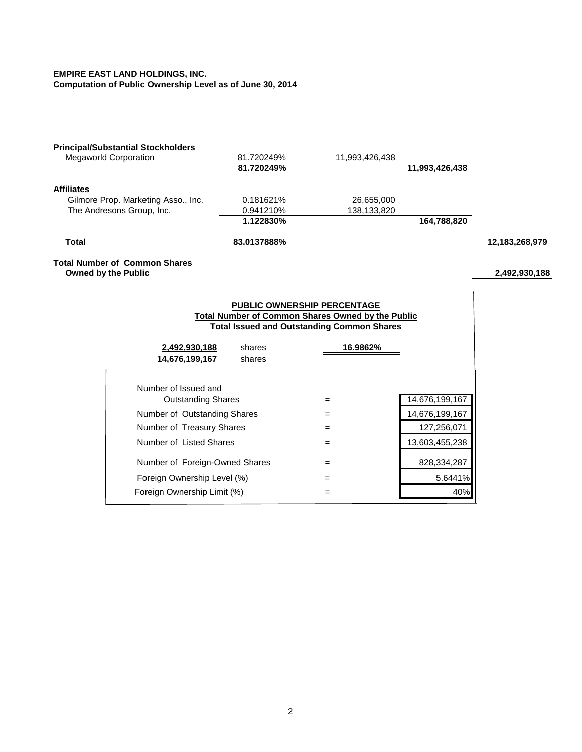**EMPIRE EAST LAND HOLDINGS, INC.**
**Computation of Public Ownership Level as of June 30, 2014**

| | | | | |
|---|---|---|---|---|
| **Principal/Substantial Stockholders** | | | | |
| Megaworld Corporation | 81.720249% | 11,993,426,438 | | |
| | **81.720249%** | | **11,993,426,438** | |
| **Affiliates** | | | | |
| Gilmore Prop. Marketing Asso., Inc. | 0.181621% | 26,655,000 | | |
| The Andresons Group, Inc. | 0.941210% | 138,133,820 | | |
| | **1.122830%** | | **164,788,820** | |
| **Total** | **83.0137888%** | | | **12,183,268,979** |
| **Total Number of Common Shares Owned by the Public** | | | | **2,492,930,188** |

**PUBLIC OWNERSHIP PERCENTAGE**
**Total Number of Common Shares Owned by the Public**
**Total Issued and Outstanding Common Shares**

| | | |
|---|---|---|
| **2,492,930,188** | shares | **16.9862%** |
| **14,676,199,167** | shares | |

| | | |
|---|---|---|
| Number of Issued and Outstanding Shares | = | 14,676,199,167 |
| Number of Outstanding Shares | = | 14,676,199,167 |
| Number of Treasury Shares | = | 127,256,071 |
| Number of Listed Shares | = | 13,603,455,238 |
| Number of Foreign-Owned Shares | = | 828,334,287 |
| Foreign Ownership Level (%) | = | 5.6441% |
| Foreign Ownership Limit (%) | = | 40% |